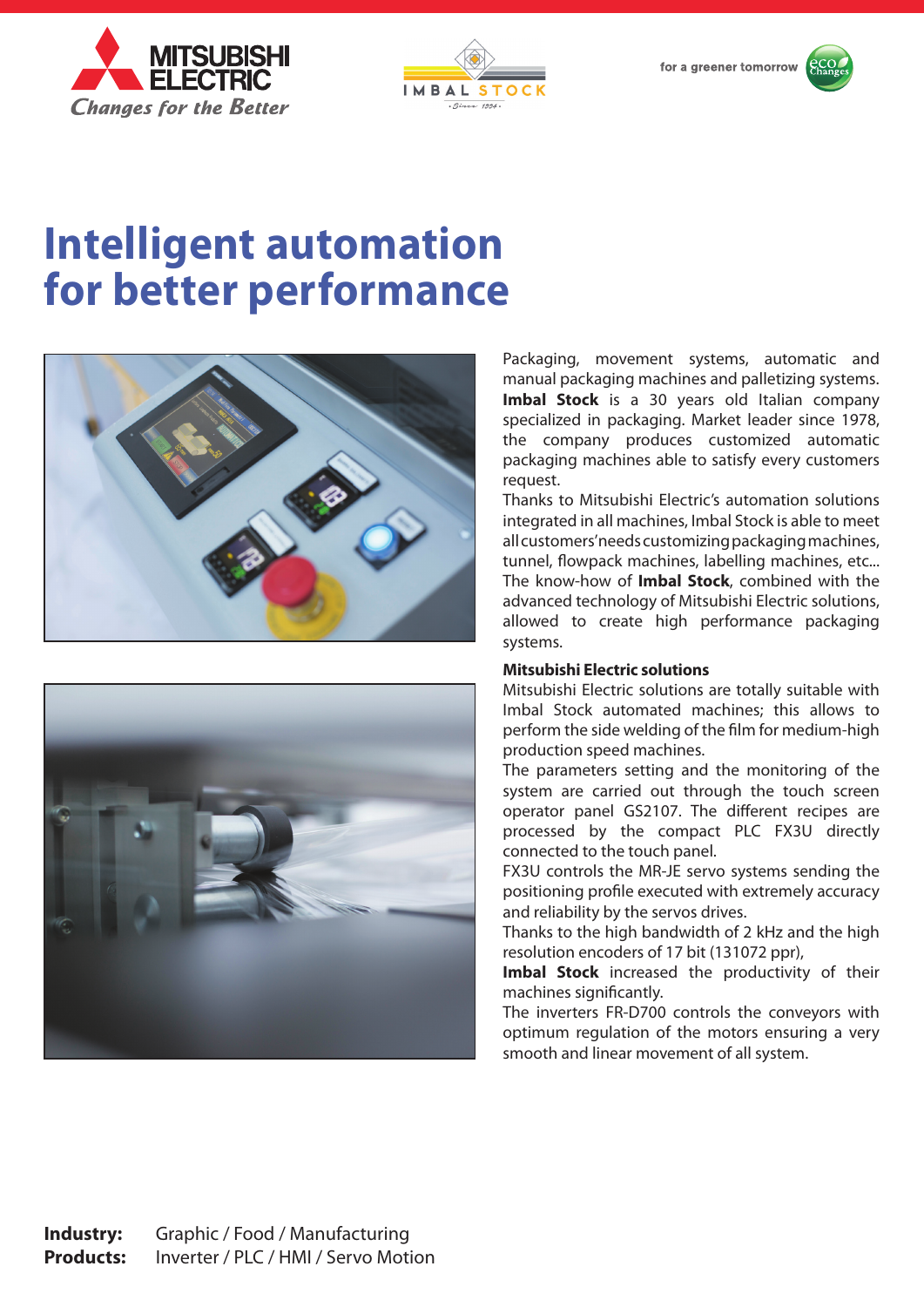MITSUBISHI ELECTRIC

*Changes for the Better*

IMBAL STOCK

for a greener tomorrow

# Intelligent automation for better performance

Packaging, movement systems, automatic and manual packaging machines and palletizing systems. **Imbal Stock** is a 30 years old Italian company specialized in packaging. Market leader since 1978, the company produces customized automatic packaging machines able to satisfy every customers request.

Thanks to Mitsubishi Electric's automation solutions integrated in all machines, Imbal Stock is able to meet all customers'needs customizing packaging machines, tunnel, flowpack machines, labelling machines, etc...

The know-how of **Imbal Stock**, combined with the advanced technology of Mitsubishi Electric solutions, allowed to create high performance packaging systems.

**Mitsubishi Electric solutions**

Mitsubishi Electric solutions are totally suitable with Imbal Stock automated machines; this allows to perform the side welding of the film for medium-high production speed machines.

The parameters setting and the monitoring of the system are carried out through the touch screen operator panel GS2107. The different recipes are processed by the compact PLC FX3U directly connected to the touch panel.

FX3U controls the MR-JE servo systems sending the positioning profile executed with extremely accuracy and reliability by the servos drives.

Thanks to the high bandwidth of 2 kHz and the high resolution encoders of 17 bit (131072 ppr),

**Imbal Stock** increased the productivity of their machines significantly.

The inverters FR-D700 controls the conveyors with optimum regulation of the motors ensuring a very smooth and linear movement of all system.

**Industry:** Graphic / Food / Manufacturing
**Products:** Inverter / PLC / HMI / Servo Motion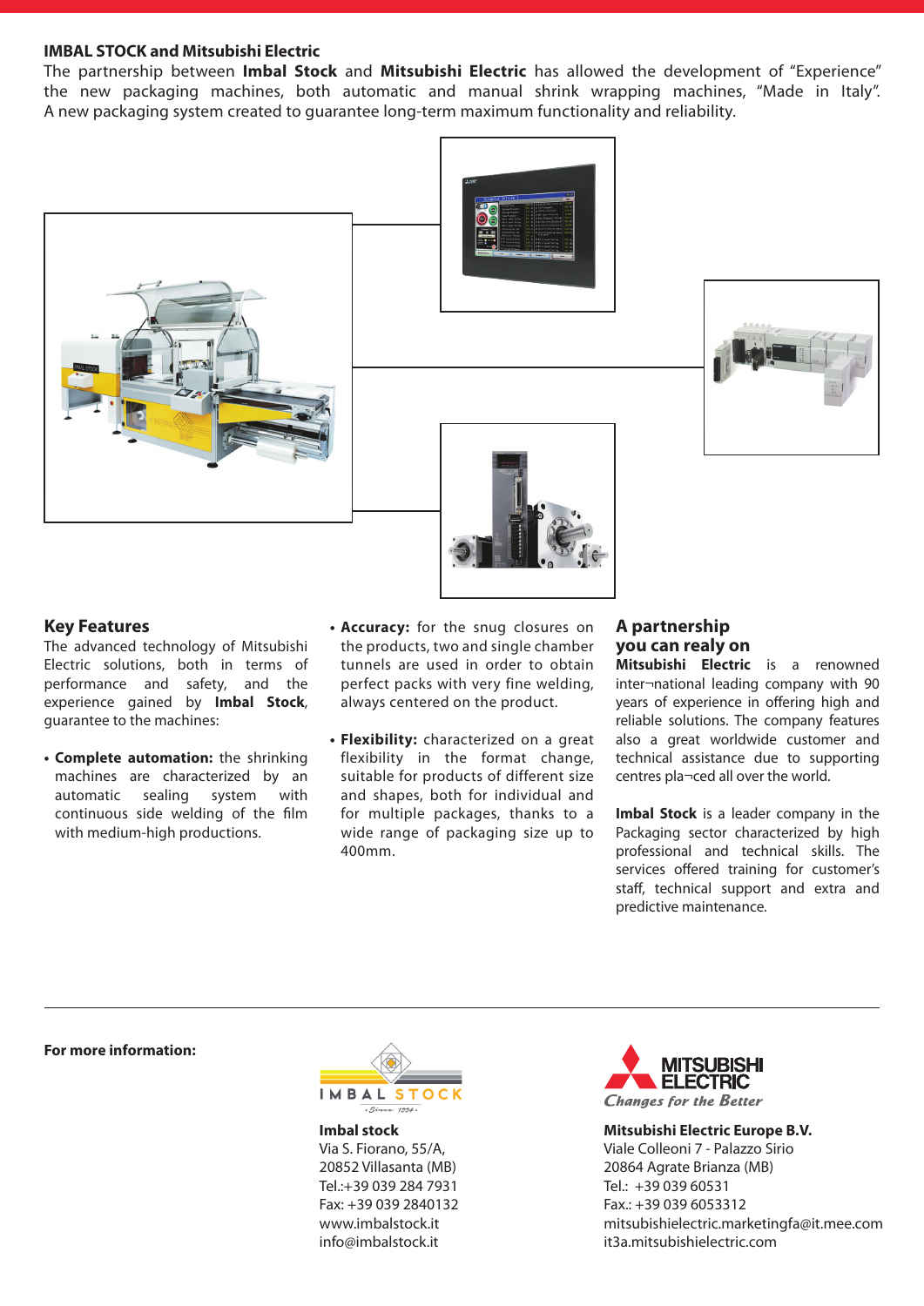**IMBAL STOCK and Mitsubishi Electric**

The partnership between **Imbal Stock** and **Mitsubishi Electric** has allowed the development of "Experience" the new packaging machines, both automatic and manual shrink wrapping machines, "Made in Italy". A new packaging system created to guarantee long-term maximum functionality and reliability.

## Key Features

The advanced technology of Mitsubishi Electric solutions, both in terms of performance and safety, and the experience gained by **Imbal Stock**, guarantee to the machines:

- **Complete automation:** the shrinking machines are characterized by an automatic sealing system with continuous side welding of the film with medium-high productions.
- **Accuracy:** for the snug closures on the products, two and single chamber tunnels are used in order to obtain perfect packs with very fine welding, always centered on the product.
- **Flexibility:** characterized on a great flexibility in the format change, suitable for products of different size and shapes, both for individual and for multiple packages, thanks to a wide range of packaging size up to 400mm.

## A partnership you can really on

**Mitsubishi Electric** is a renowned inter¬national leading company with 90 years of experience in offering high and reliable solutions. The company features also a great worldwide customer and technical assistance due to supporting centres pla¬ced all over the world.

**Imbal Stock** is a leader company in the Packaging sector characterized by high professional and technical skills. The services offered training for customer's staff, technical support and extra and predictive maintenance.

---

**For more information:**

IMBAL STOCK
Since 1994

**Imbal stock**
Via S. Fiorano, 55/A,
20852 Villasanta (MB)
Tel.:+39 039 284 7931
Fax: +39 039 2840132
www.imbalstock.it
info@imbalstock.it

MITSUBISHI ELECTRIC
*Changes for the Better*

**Mitsubishi Electric Europe B.V.**
Viale Colleoni 7 - Palazzo Sirio
20864 Agrate Brianza (MB)
Tel.: +39 039 60531
Fax.: +39 039 6053312
mitsubishielectric.marketingfa@it.mee.com
it3a.mitsubishielectric.com